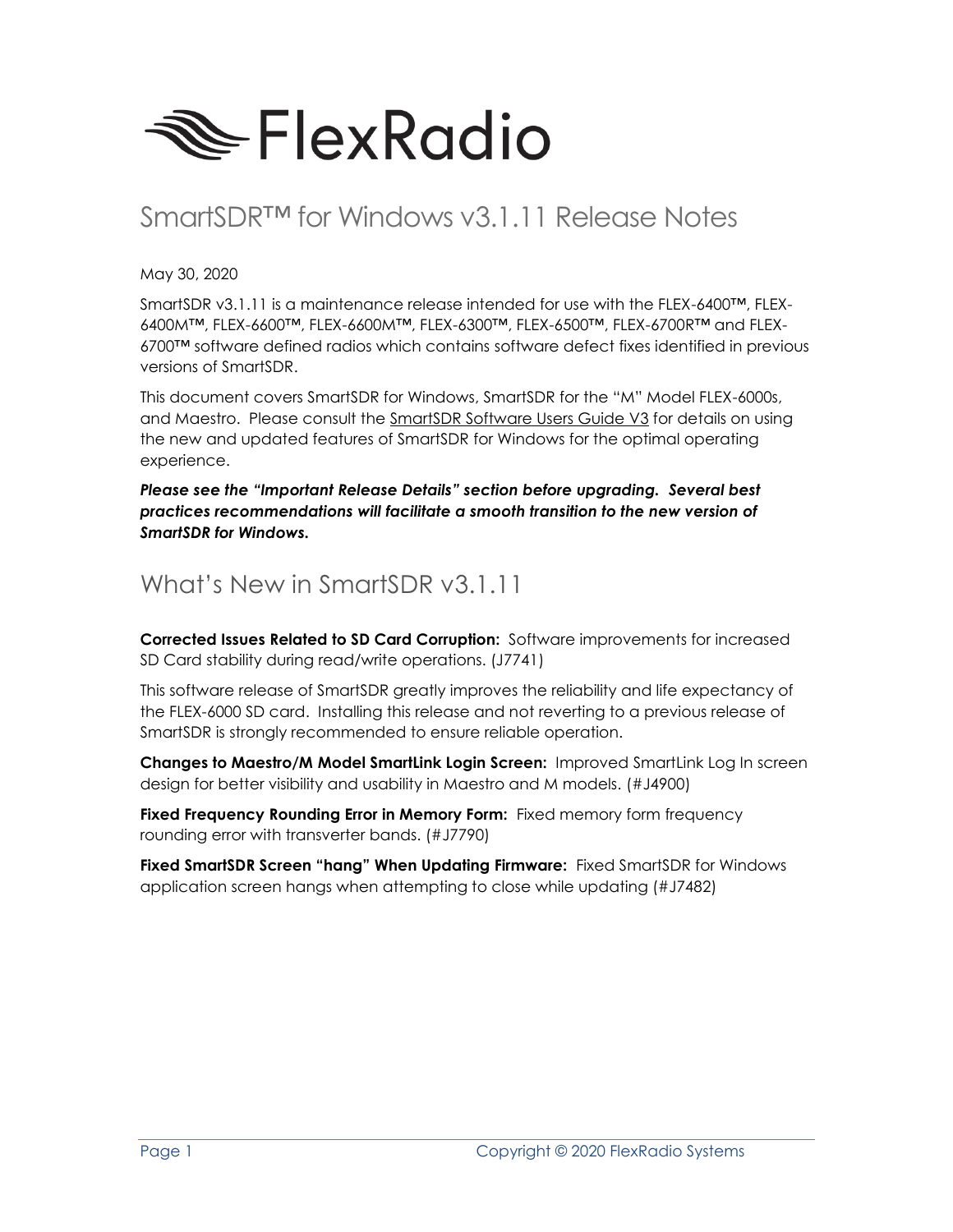# FlexRadio

# SmartSDR™ for Windows v3.1.11 Release Notes

May 30, 2020

SmartSDR v3.1.11 is a maintenance release intended for use with the FLEX-6400™, FLEX-6400M™, FLEX-6600™, FLEX-6600M™, FLEX-6300™, FLEX-6500™, FLEX-6700R™ and FLEX-6700™ software defined radios which contains software defect fixes identified in previous versions of SmartSDR.

This document covers SmartSDR for Windows, SmartSDR for the "M" Model FLEX-6000s, and Maestro. Please consult the SmartSDR Software Users Guide V3 for details on using the new and updated features of SmartSDR for Windows for the optimal operating experience.

***Please see the "Important Release Details" section before upgrading. Several best practices recommendations will facilitate a smooth transition to the new version of SmartSDR for Windows.***

## What's New in SmartSDR v3.1.11

**Corrected Issues Related to SD Card Corruption:** Software improvements for increased SD Card stability during read/write operations. (J7741)

This software release of SmartSDR greatly improves the reliability and life expectancy of the FLEX-6000 SD card. Installing this release and not reverting to a previous release of SmartSDR is strongly recommended to ensure reliable operation.

**Changes to Maestro/M Model SmartLink Login Screen:** Improved SmartLink Log In screen design for better visibility and usability in Maestro and M models. (#J4900)

**Fixed Frequency Rounding Error in Memory Form:** Fixed memory form frequency rounding error with transverter bands. (#J7790)

**Fixed SmartSDR Screen "hang" When Updating Firmware:** Fixed SmartSDR for Windows application screen hangs when attempting to close while updating (#J7482)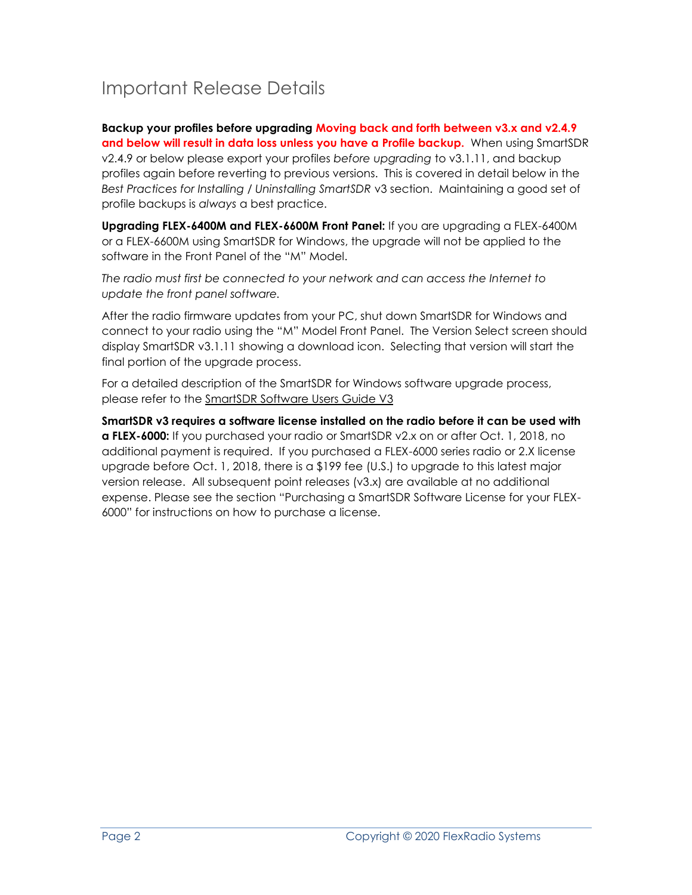# Important Release Details

**Backup your profiles before upgrading** **Moving back and forth between v3.x and v2.4.9 and below will result in data loss unless you have a Profile backup.** When using SmartSDR v2.4.9 or below please export your profiles *before upgrading* to v3.1.11, and backup profiles again before reverting to previous versions. This is covered in detail below in the *Best Practices for Installing / Uninstalling SmartSDR* v3 section. Maintaining a good set of profile backups is *always* a best practice.

**Upgrading FLEX-6400M and FLEX-6600M Front Panel:** If you are upgrading a FLEX-6400M or a FLEX-6600M using SmartSDR for Windows, the upgrade will not be applied to the software in the Front Panel of the "M" Model.

*The radio must first be connected to your network and can access the Internet to update the front panel software.*

After the radio firmware updates from your PC, shut down SmartSDR for Windows and connect to your radio using the "M" Model Front Panel. The Version Select screen should display SmartSDR v3.1.11 showing a download icon. Selecting that version will start the final portion of the upgrade process.

For a detailed description of the SmartSDR for Windows software upgrade process, please refer to the SmartSDR Software Users Guide V3

**SmartSDR v3 requires a software license installed on the radio before it can be used with a FLEX-6000:** If you purchased your radio or SmartSDR v2.x on or after Oct. 1, 2018, no additional payment is required. If you purchased a FLEX-6000 series radio or 2.X license upgrade before Oct. 1, 2018, there is a $199 fee (U.S.) to upgrade to this latest major version release. All subsequent point releases (v3.x) are available at no additional expense. Please see the section "Purchasing a SmartSDR Software License for your FLEX-6000" for instructions on how to purchase a license.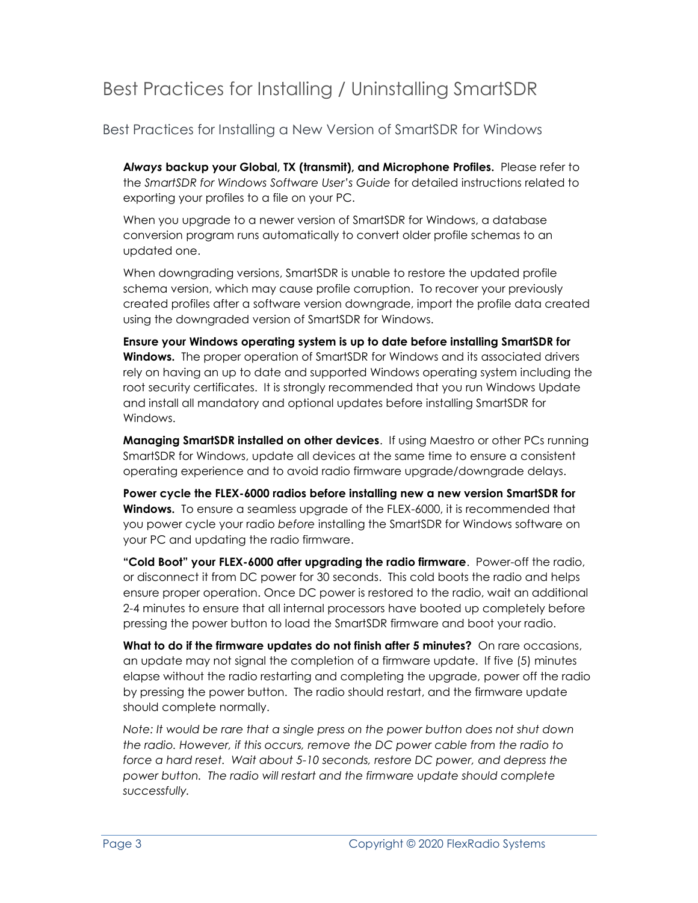# Best Practices for Installing / Uninstalling SmartSDR

## Best Practices for Installing a New Version of SmartSDR for Windows

**A*lways* backup your Global, TX (transmit), and Microphone Profiles.** Please refer to the *SmartSDR for Windows Software User's Guide* for detailed instructions related to exporting your profiles to a file on your PC.

When you upgrade to a newer version of SmartSDR for Windows, a database conversion program runs automatically to convert older profile schemas to an updated one.

When downgrading versions, SmartSDR is unable to restore the updated profile schema version, which may cause profile corruption. To recover your previously created profiles after a software version downgrade, import the profile data created using the downgraded version of SmartSDR for Windows.

**Ensure your Windows operating system is up to date before installing SmartSDR for Windows.** The proper operation of SmartSDR for Windows and its associated drivers rely on having an up to date and supported Windows operating system including the root security certificates. It is strongly recommended that you run Windows Update and install all mandatory and optional updates before installing SmartSDR for Windows.

**Managing SmartSDR installed on other devices**. If using Maestro or other PCs running SmartSDR for Windows, update all devices at the same time to ensure a consistent operating experience and to avoid radio firmware upgrade/downgrade delays.

**Power cycle the FLEX-6000 radios before installing new a new version SmartSDR for Windows.** To ensure a seamless upgrade of the FLEX-6000, it is recommended that you power cycle your radio *before* installing the SmartSDR for Windows software on your PC and updating the radio firmware.

**"Cold Boot" your FLEX-6000 after upgrading the radio firmware**. Power-off the radio, or disconnect it from DC power for 30 seconds. This cold boots the radio and helps ensure proper operation. Once DC power is restored to the radio, wait an additional 2-4 minutes to ensure that all internal processors have booted up completely before pressing the power button to load the SmartSDR firmware and boot your radio.

**What to do if the firmware updates do not finish after 5 minutes?** On rare occasions, an update may not signal the completion of a firmware update. If five (5) minutes elapse without the radio restarting and completing the upgrade, power off the radio by pressing the power button. The radio should restart, and the firmware update should complete normally.

*Note: It would be rare that a single press on the power button does not shut down the radio. However, if this occurs, remove the DC power cable from the radio to force a hard reset. Wait about 5-10 seconds, restore DC power, and depress the power button. The radio will restart and the firmware update should complete successfully.*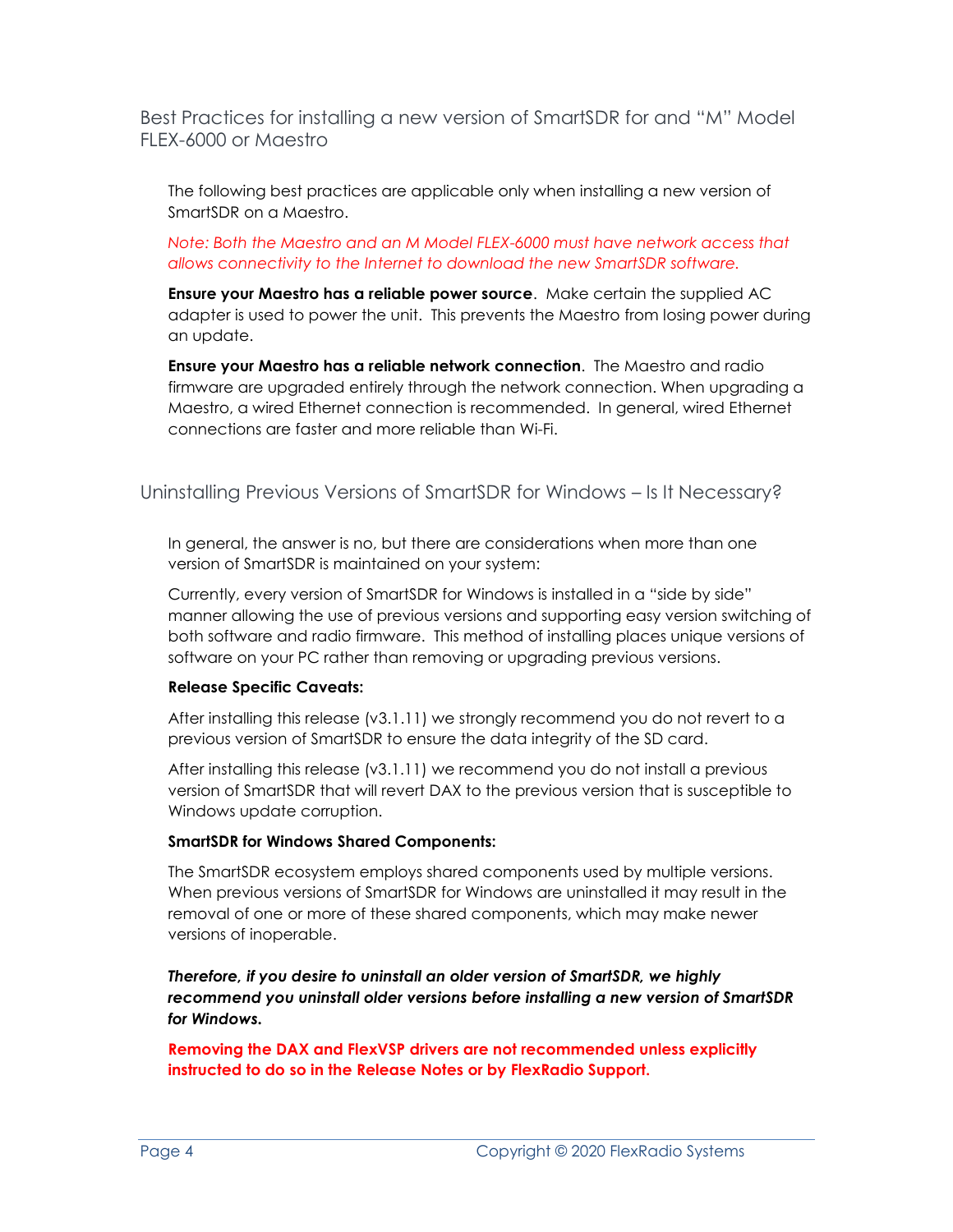## Best Practices for installing a new version of SmartSDR for and "M" Model FLEX-6000 or Maestro

The following best practices are applicable only when installing a new version of SmartSDR on a Maestro.

*Note: Both the Maestro and an M Model FLEX-6000 must have network access that allows connectivity to the Internet to download the new SmartSDR software.*

**Ensure your Maestro has a reliable power source**. Make certain the supplied AC adapter is used to power the unit. This prevents the Maestro from losing power during an update.

**Ensure your Maestro has a reliable network connection**. The Maestro and radio firmware are upgraded entirely through the network connection. When upgrading a Maestro, a wired Ethernet connection is recommended. In general, wired Ethernet connections are faster and more reliable than Wi-Fi.

## Uninstalling Previous Versions of SmartSDR for Windows – Is It Necessary?

In general, the answer is no, but there are considerations when more than one version of SmartSDR is maintained on your system:

Currently, every version of SmartSDR for Windows is installed in a "side by side" manner allowing the use of previous versions and supporting easy version switching of both software and radio firmware. This method of installing places unique versions of software on your PC rather than removing or upgrading previous versions.

**Release Specific Caveats:**

After installing this release (v3.1.11) we strongly recommend you do not revert to a previous version of SmartSDR to ensure the data integrity of the SD card.

After installing this release (v3.1.11) we recommend you do not install a previous version of SmartSDR that will revert DAX to the previous version that is susceptible to Windows update corruption.

**SmartSDR for Windows Shared Components:**

The SmartSDR ecosystem employs shared components used by multiple versions. When previous versions of SmartSDR for Windows are uninstalled it may result in the removal of one or more of these shared components, which may make newer versions of inoperable.

***Therefore, if you desire to uninstall an older version of SmartSDR, we highly recommend you uninstall older versions before installing a new version of SmartSDR for Windows.***

**Removing the DAX and FlexVSP drivers are not recommended unless explicitly instructed to do so in the Release Notes or by FlexRadio Support.**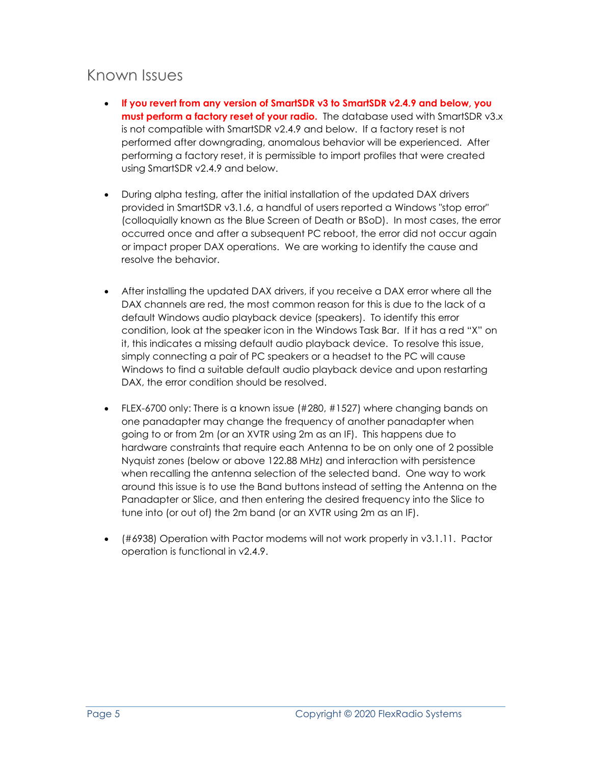## Known Issues

- **If you revert from any version of SmartSDR v3 to SmartSDR v2.4.9 and below, you must perform a factory reset of your radio.** The database used with SmartSDR v3.x is not compatible with SmartSDR v2.4.9 and below. If a factory reset is not performed after downgrading, anomalous behavior will be experienced. After performing a factory reset, it is permissible to import profiles that were created using SmartSDR v2.4.9 and below.

- During alpha testing, after the initial installation of the updated DAX drivers provided in SmartSDR v3.1.6, a handful of users reported a Windows "stop error" (colloquially known as the Blue Screen of Death or BSoD). In most cases, the error occurred once and after a subsequent PC reboot, the error did not occur again or impact proper DAX operations. We are working to identify the cause and resolve the behavior.

- After installing the updated DAX drivers, if you receive a DAX error where all the DAX channels are red, the most common reason for this is due to the lack of a default Windows audio playback device (speakers). To identify this error condition, look at the speaker icon in the Windows Task Bar. If it has a red "X" on it, this indicates a missing default audio playback device. To resolve this issue, simply connecting a pair of PC speakers or a headset to the PC will cause Windows to find a suitable default audio playback device and upon restarting DAX, the error condition should be resolved.

- FLEX-6700 only: There is a known issue (#280, #1527) where changing bands on one panadapter may change the frequency of another panadapter when going to or from 2m (or an XVTR using 2m as an IF). This happens due to hardware constraints that require each Antenna to be on only one of 2 possible Nyquist zones (below or above 122.88 MHz) and interaction with persistence when recalling the antenna selection of the selected band. One way to work around this issue is to use the Band buttons instead of setting the Antenna on the Panadapter or Slice, and then entering the desired frequency into the Slice to tune into (or out of) the 2m band (or an XVTR using 2m as an IF).

- (#6938) Operation with Pactor modems will not work properly in v3.1.11. Pactor operation is functional in v2.4.9.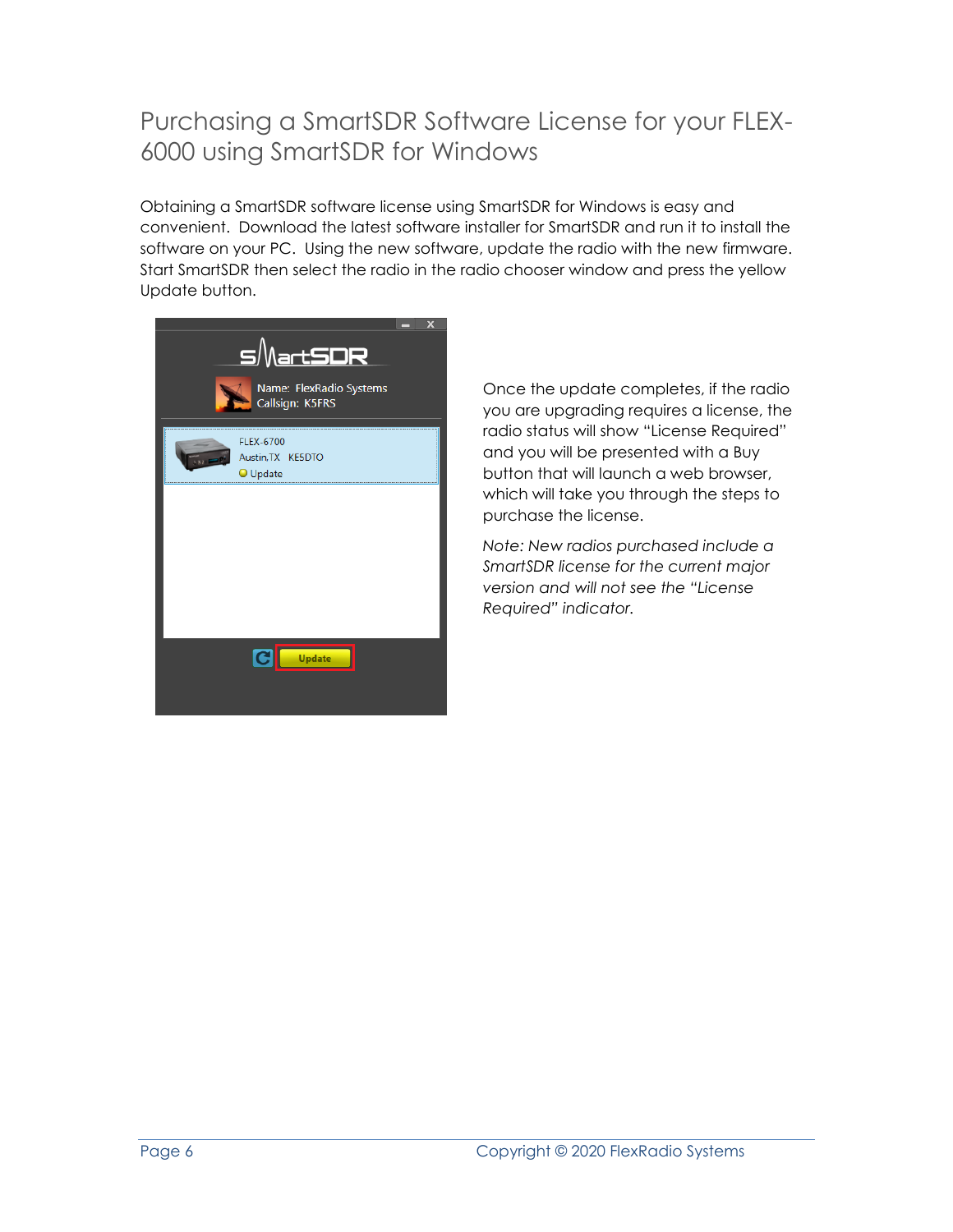# Purchasing a SmartSDR Software License for your FLEX-6000 using SmartSDR for Windows

Obtaining a SmartSDR software license using SmartSDR for Windows is easy and convenient. Download the latest software installer for SmartSDR and run it to install the software on your PC. Using the new software, update the radio with the new firmware. Start SmartSDR then select the radio in the radio chooser window and press the yellow Update button.

Once the update completes, if the radio you are upgrading requires a license, the radio status will show "License Required" and you will be presented with a Buy button that will launch a web browser, which will take you through the steps to purchase the license.

*Note: New radios purchased include a SmartSDR license for the current major version and will not see the "License Required" indicator.*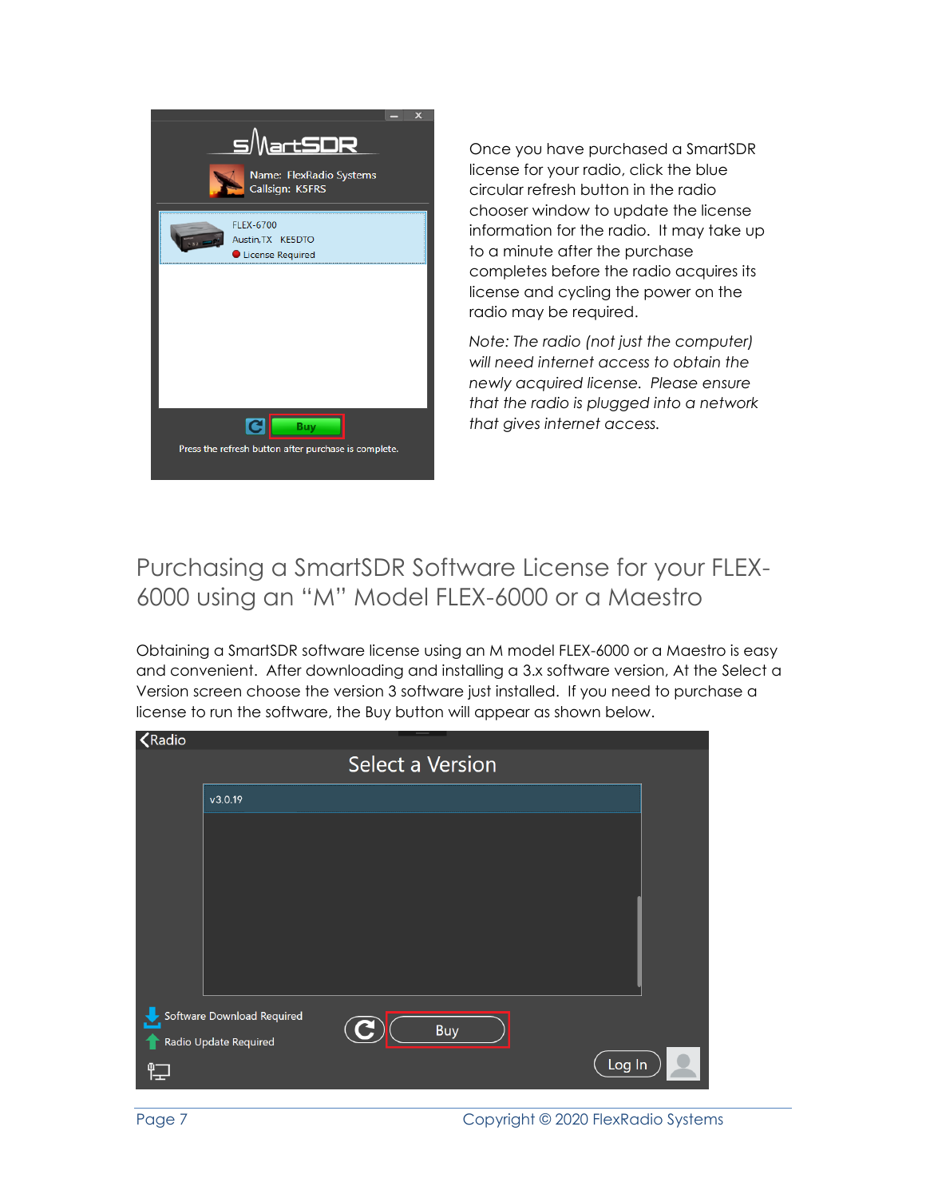Once you have purchased a SmartSDR license for your radio, click the blue circular refresh button in the radio chooser window to update the license information for the radio. It may take up to a minute after the purchase completes before the radio acquires its license and cycling the power on the radio may be required.

*Note: The radio (not just the computer) will need internet access to obtain the newly acquired license. Please ensure that the radio is plugged into a network that gives internet access.*

## Purchasing a SmartSDR Software License for your FLEX-6000 using an "M" Model FLEX-6000 or a Maestro

Obtaining a SmartSDR software license using an M model FLEX-6000 or a Maestro is easy and convenient. After downloading and installing a 3.x software version, At the Select a Version screen choose the version 3 software just installed. If you need to purchase a license to run the software, the Buy button will appear as shown below.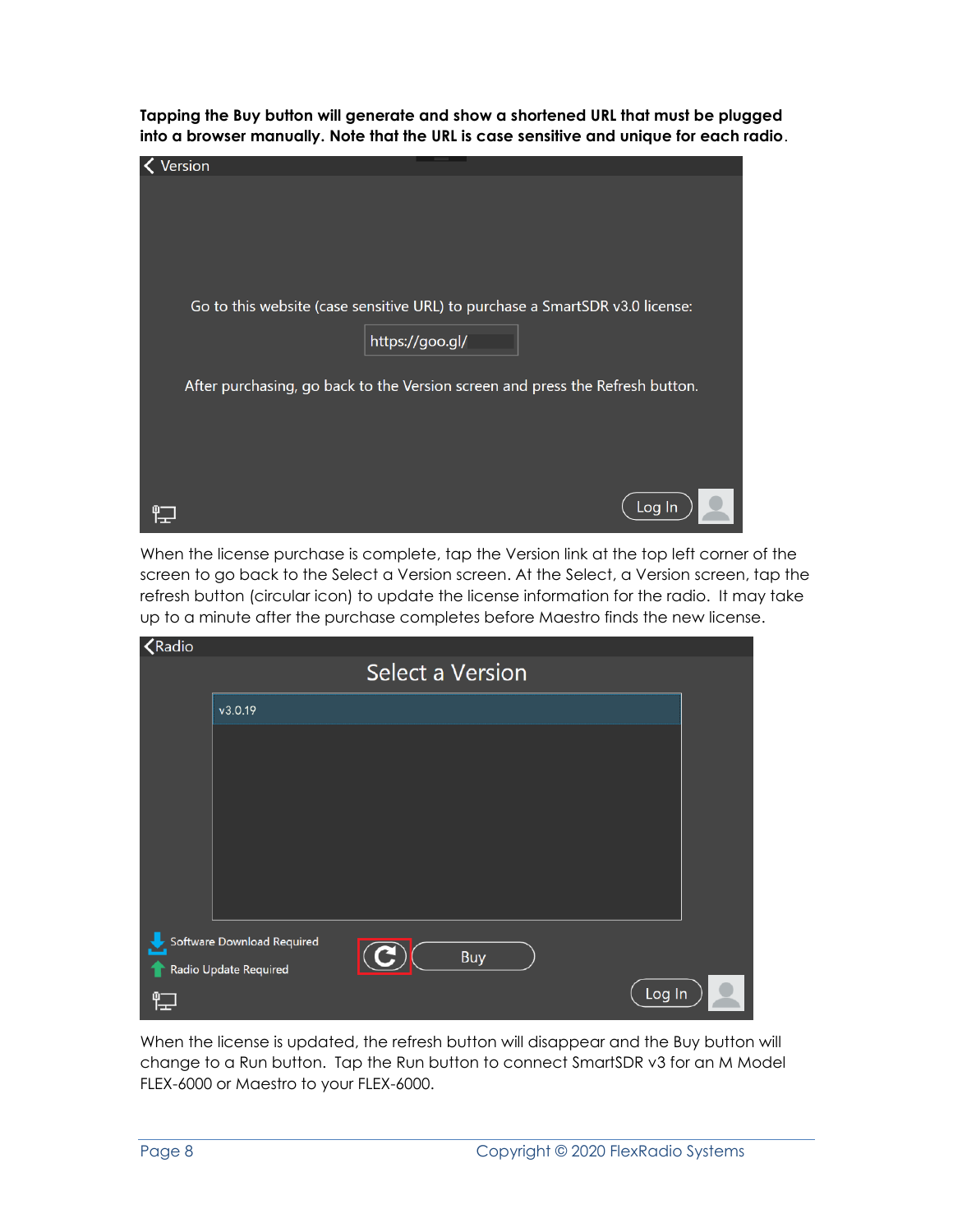**Tapping the Buy button will generate and show a shortened URL that must be plugged into a browser manually. Note that the URL is case sensitive and unique for each radio**.

When the license purchase is complete, tap the Version link at the top left corner of the screen to go back to the Select a Version screen. At the Select, a Version screen, tap the refresh button (circular icon) to update the license information for the radio. It may take up to a minute after the purchase completes before Maestro finds the new license.

When the license is updated, the refresh button will disappear and the Buy button will change to a Run button. Tap the Run button to connect SmartSDR v3 for an M Model FLEX-6000 or Maestro to your FLEX-6000.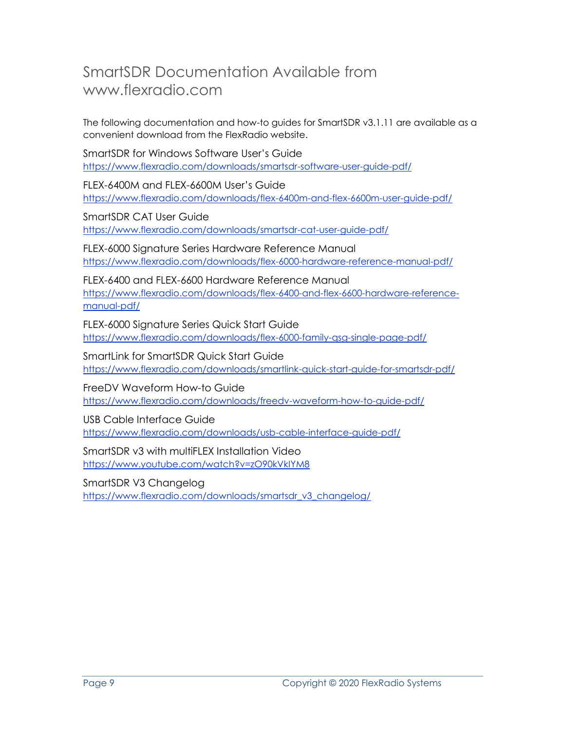# SmartSDR Documentation Available from www.flexradio.com

The following documentation and how-to guides for SmartSDR v3.1.11 are available as a convenient download from the FlexRadio website.

SmartSDR for Windows Software User's Guide
https://www.flexradio.com/downloads/smartsdr-software-user-guide-pdf/

FLEX-6400M and FLEX-6600M User's Guide
https://www.flexradio.com/downloads/flex-6400m-and-flex-6600m-user-guide-pdf/

SmartSDR CAT User Guide
https://www.flexradio.com/downloads/smartsdr-cat-user-guide-pdf/

FLEX-6000 Signature Series Hardware Reference Manual
https://www.flexradio.com/downloads/flex-6000-hardware-reference-manual-pdf/

FLEX-6400 and FLEX-6600 Hardware Reference Manual
https://www.flexradio.com/downloads/flex-6400-and-flex-6600-hardware-reference-manual-pdf/

FLEX-6000 Signature Series Quick Start Guide
https://www.flexradio.com/downloads/flex-6000-family-qsg-single-page-pdf/

SmartLink for SmartSDR Quick Start Guide
https://www.flexradio.com/downloads/smartlink-quick-start-guide-for-smartsdr-pdf/

FreeDV Waveform How-to Guide
https://www.flexradio.com/downloads/freedv-waveform-how-to-guide-pdf/

USB Cable Interface Guide
https://www.flexradio.com/downloads/usb-cable-interface-guide-pdf/

SmartSDR v3 with multiFLEX Installation Video
https://www.youtube.com/watch?v=zO90kVkIYM8

SmartSDR V3 Changelog
https://www.flexradio.com/downloads/smartsdr_v3_changelog/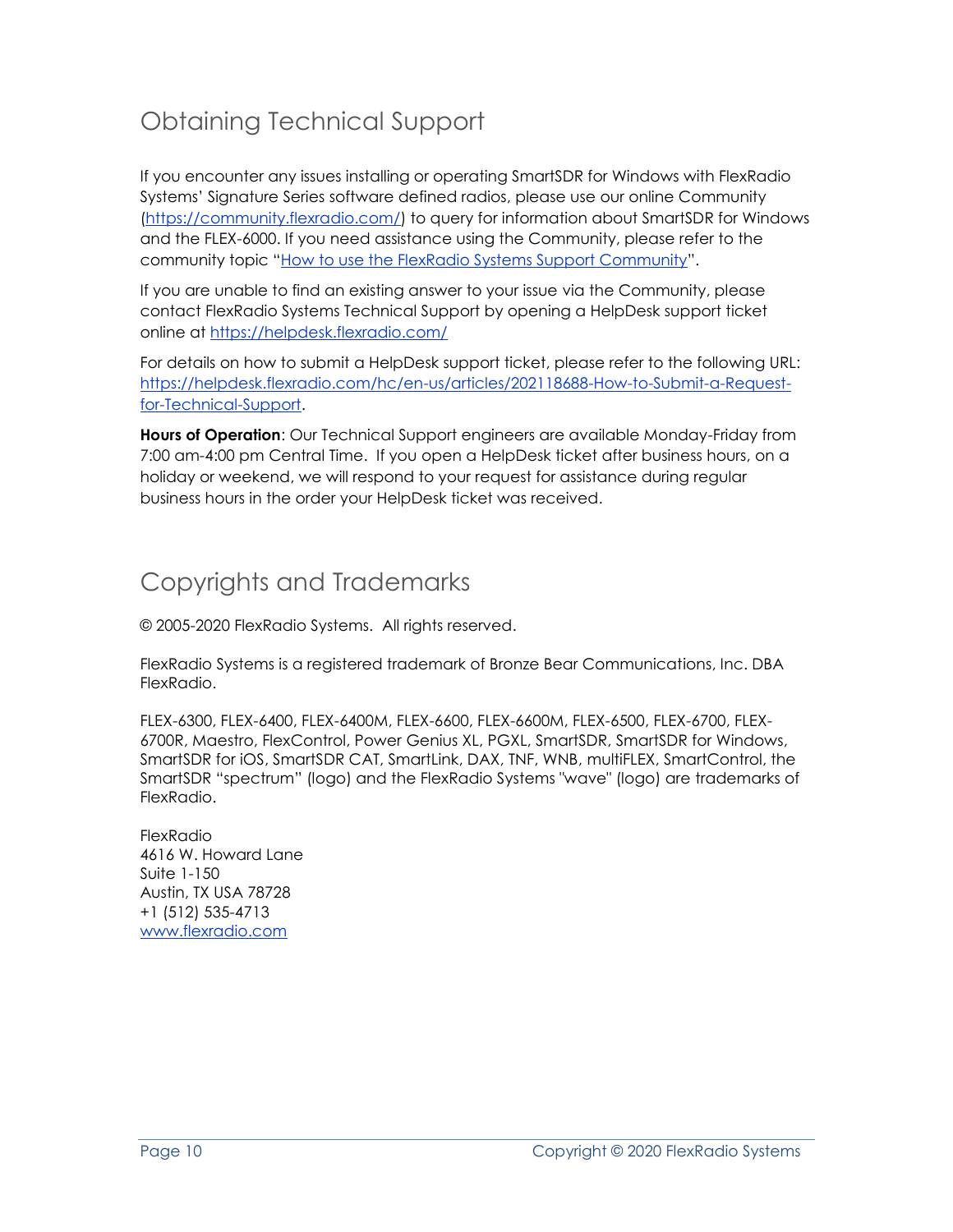# Obtaining Technical Support

If you encounter any issues installing or operating SmartSDR for Windows with FlexRadio Systems' Signature Series software defined radios, please use our online Community ([https://community.flexradio.com/](https://community.flexradio.com/)) to query for information about SmartSDR for Windows and the FLEX-6000. If you need assistance using the Community, please refer to the community topic "[How to use the FlexRadio Systems Support Community]()".

If you are unable to find an existing answer to your issue via the Community, please contact FlexRadio Systems Technical Support by opening a HelpDesk support ticket online at [https://helpdesk.flexradio.com/](https://helpdesk.flexradio.com/)

For details on how to submit a HelpDesk support ticket, please refer to the following URL: [https://helpdesk.flexradio.com/hc/en-us/articles/202118688-How-to-Submit-a-Request-for-Technical-Support](https://helpdesk.flexradio.com/hc/en-us/articles/202118688-How-to-Submit-a-Request-for-Technical-Support).

**Hours of Operation**: Our Technical Support engineers are available Monday-Friday from 7:00 am-4:00 pm Central Time. If you open a HelpDesk ticket after business hours, on a holiday or weekend, we will respond to your request for assistance during regular business hours in the order your HelpDesk ticket was received.

# Copyrights and Trademarks

© 2005-2020 FlexRadio Systems. All rights reserved.

FlexRadio Systems is a registered trademark of Bronze Bear Communications, Inc. DBA FlexRadio.

FLEX-6300, FLEX-6400, FLEX-6400M, FLEX-6600, FLEX-6600M, FLEX-6500, FLEX-6700, FLEX-6700R, Maestro, FlexControl, Power Genius XL, PGXL, SmartSDR, SmartSDR for Windows, SmartSDR for iOS, SmartSDR CAT, SmartLink, DAX, TNF, WNB, multiFLEX, SmartControl, the SmartSDR "spectrum" (logo) and the FlexRadio Systems "wave" (logo) are trademarks of FlexRadio.

FlexRadio
4616 W. Howard Lane
Suite 1-150
Austin, TX USA 78728
+1 (512) 535-4713
[www.flexradio.com](http://www.flexradio.com)